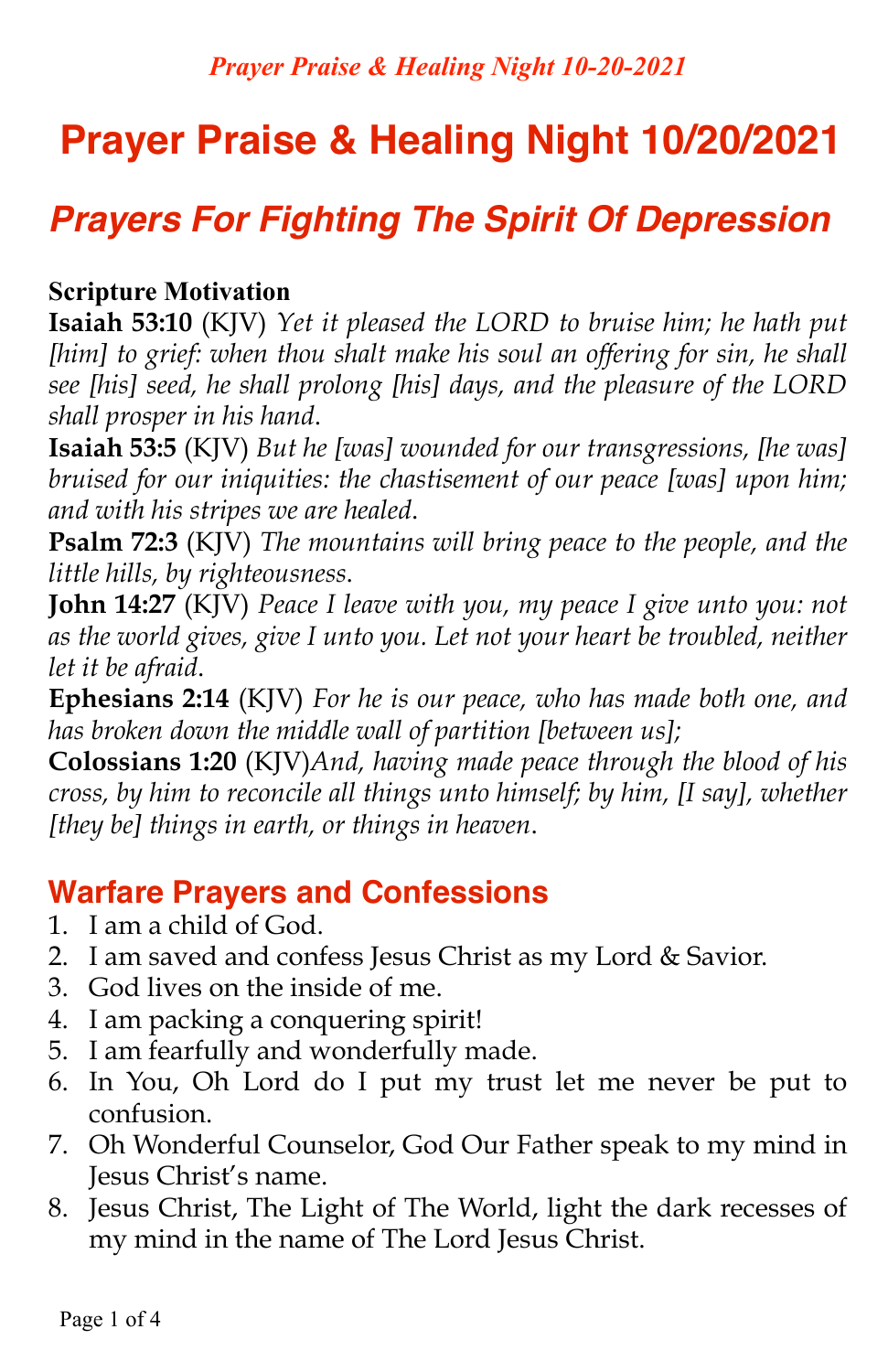# Prayer Praise & Healing Night 10/20/2021

## *Prayers For Fighting The Spirit Of Depression*

**Scripture Motivation**

**Isaiah 53:10** (KJV) *Yet it pleased the LORD to bruise him; he hath put [him] to grief: when thou shalt make his soul an offering for sin, he shall see [his] seed, he shall prolong [his] days, and the pleasure of the LORD shall prosper in his hand.*

**Isaiah 53:5** (KJV) *But he [was] wounded for our transgressions, [he was] bruised for our iniquities: the chastisement of our peace [was] upon him; and with his stripes we are healed.*

**Psalm 72:3** (KJV) *The mountains will bring peace to the people, and the little hills, by righteousness.*

**John 14:27** (KJV) *Peace I leave with you, my peace I give unto you: not as the world gives, give I unto you. Let not your heart be troubled, neither let it be afraid.*

**Ephesians 2:14** (KJV) *For he is our peace, who has made both one, and has broken down the middle wall of partition [between us];*

**Colossians 1:20** (KJV)*And, having made peace through the blood of his cross, by him to reconcile all things unto himself; by him, [I say], whether [they be] things in earth, or things in heaven.*

## Warfare Prayers and Confessions

1. I am a child of God.
2. I am saved and confess Jesus Christ as my Lord & Savior.
3. God lives on the inside of me.
4. I am packing a conquering spirit!
5. I am fearfully and wonderfully made.
6. In You, Oh Lord do I put my trust let me never be put to confusion.
7. Oh Wonderful Counselor, God Our Father speak to my mind in Jesus Christ's name.
8. Jesus Christ, The Light of The World, light the dark recesses of my mind in the name of The Lord Jesus Christ.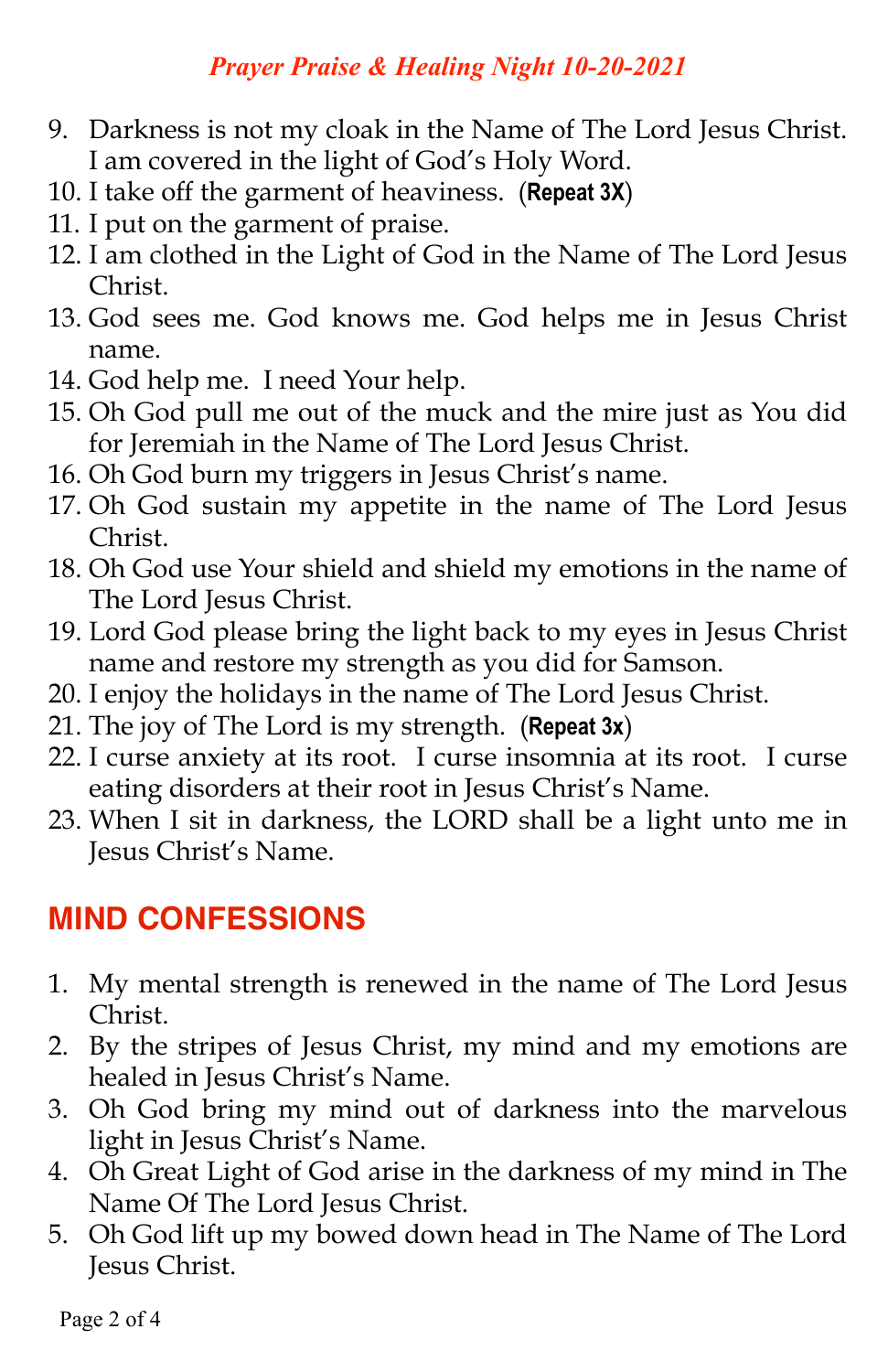9. Darkness is not my cloak in the Name of The Lord Jesus Christ. I am covered in the light of God's Holy Word.
10. I take off the garment of heaviness. (**Repeat 3X**)
11. I put on the garment of praise.
12. I am clothed in the Light of God in the Name of The Lord Jesus Christ.
13. God sees me. God knows me. God helps me in Jesus Christ name.
14. God help me. I need Your help.
15. Oh God pull me out of the muck and the mire just as You did for Jeremiah in the Name of The Lord Jesus Christ.
16. Oh God burn my triggers in Jesus Christ's name.
17. Oh God sustain my appetite in the name of The Lord Jesus Christ.
18. Oh God use Your shield and shield my emotions in the name of The Lord Jesus Christ.
19. Lord God please bring the light back to my eyes in Jesus Christ name and restore my strength as you did for Samson.
20. I enjoy the holidays in the name of The Lord Jesus Christ.
21. The joy of The Lord is my strength. (**Repeat 3x**)
22. I curse anxiety at its root. I curse insomnia at its root. I curse eating disorders at their root in Jesus Christ's Name.
23. When I sit in darkness, the LORD shall be a light unto me in Jesus Christ's Name.

## MIND CONFESSIONS

1. My mental strength is renewed in the name of The Lord Jesus Christ.
2. By the stripes of Jesus Christ, my mind and my emotions are healed in Jesus Christ's Name.
3. Oh God bring my mind out of darkness into the marvelous light in Jesus Christ's Name.
4. Oh Great Light of God arise in the darkness of my mind in The Name Of The Lord Jesus Christ.
5. Oh God lift up my bowed down head in The Name of The Lord Jesus Christ.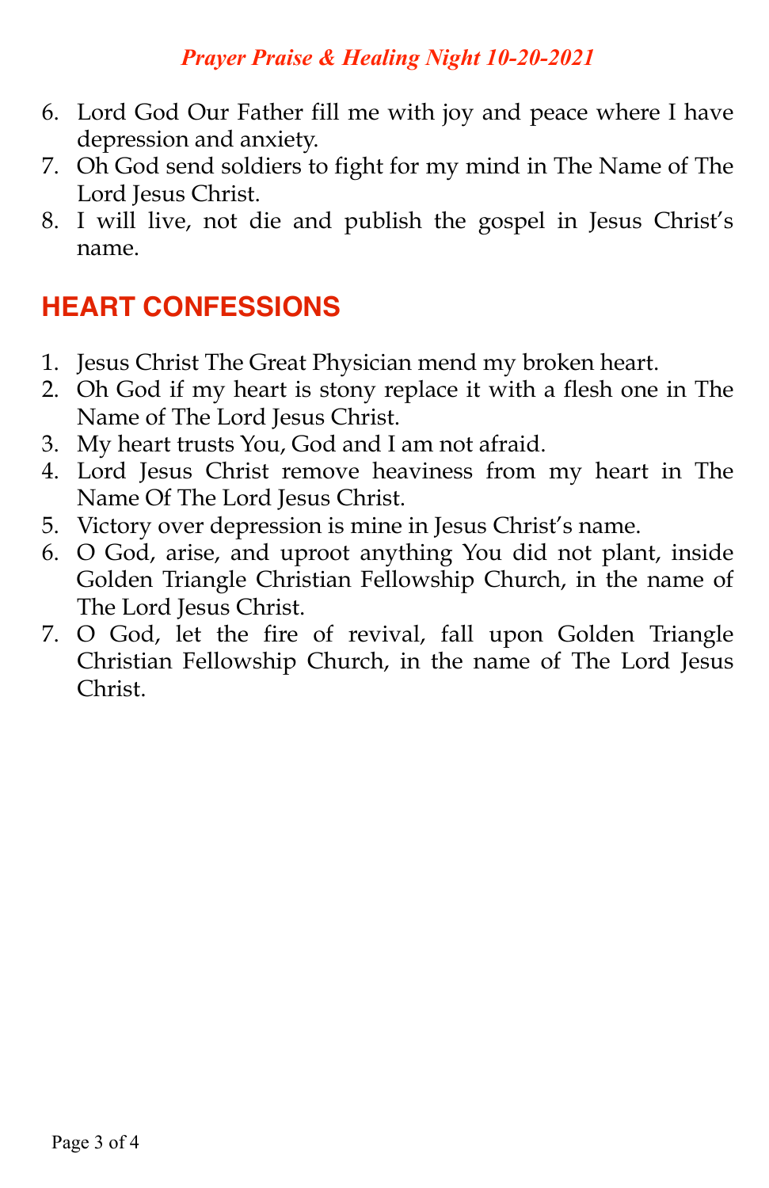6. Lord God Our Father fill me with joy and peace where I have depression and anxiety.
7. Oh God send soldiers to fight for my mind in The Name of The Lord Jesus Christ.
8. I will live, not die and publish the gospel in Jesus Christ's name.

## HEART CONFESSIONS

1. Jesus Christ The Great Physician mend my broken heart.
2. Oh God if my heart is stony replace it with a flesh one in The Name of The Lord Jesus Christ.
3. My heart trusts You, God and I am not afraid.
4. Lord Jesus Christ remove heaviness from my heart in The Name Of The Lord Jesus Christ.
5. Victory over depression is mine in Jesus Christ's name.
6. O God, arise, and uproot anything You did not plant, inside Golden Triangle Christian Fellowship Church, in the name of The Lord Jesus Christ.
7. O God, let the fire of revival, fall upon Golden Triangle Christian Fellowship Church, in the name of The Lord Jesus Christ.